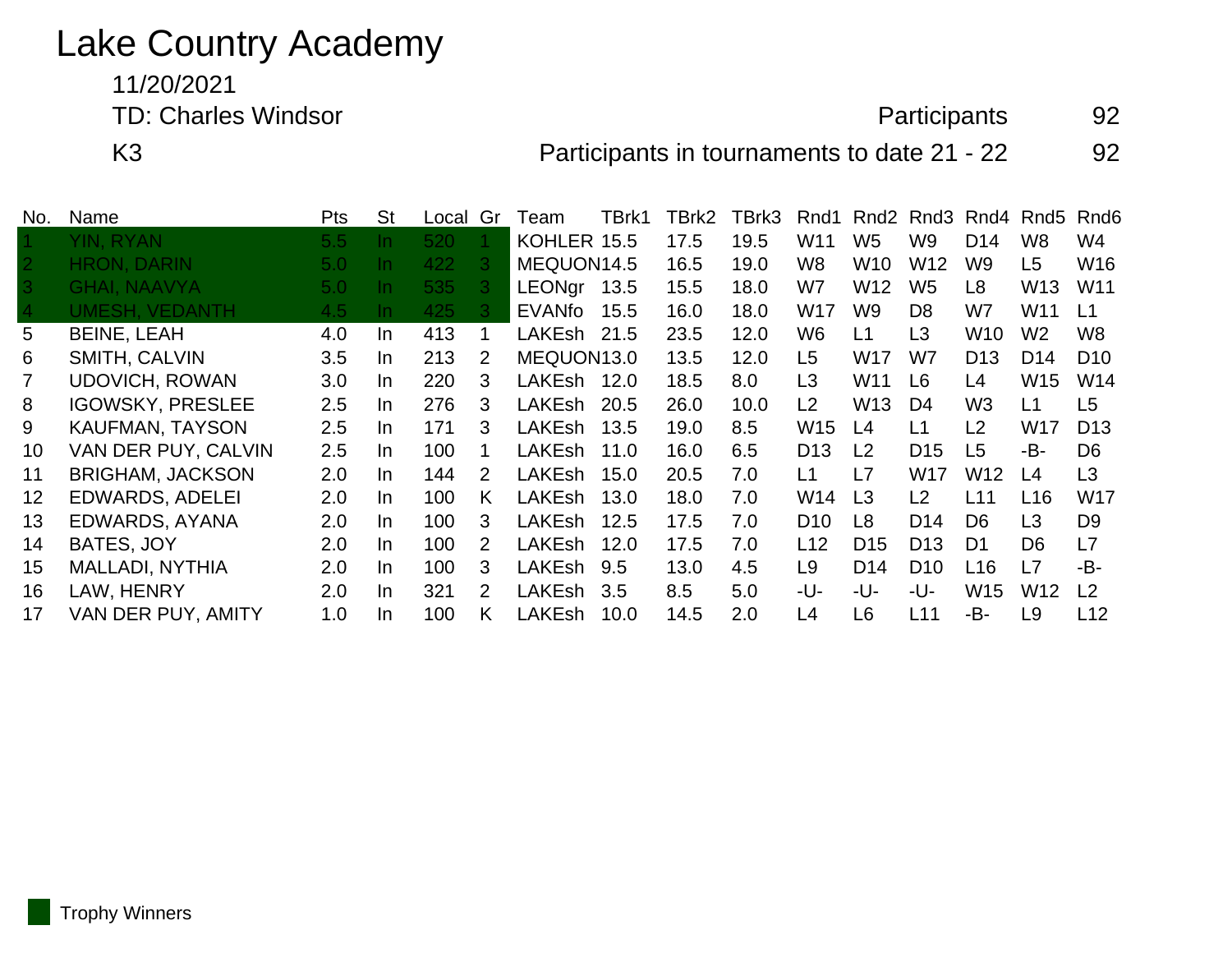# Lake Country Academy

11/20/2021

TD: Charles Windsor

K3

Participants 92

Participants in tournaments to date 21 - 22 92

| No. | Name | Pts | St | Local | Gr | Team | TBrk1 | TBrk2 | TBrk3 | Rnd1 | Rnd2 | Rnd3 | Rnd4 | Rnd5 | Rnd6 |
|---|---|---|---|---|---|---|---|---|---|---|---|---|---|---|---|
| 1 | YIN, RYAN | 5.5 | In | 520 | 1 | KOHLER | 15.5 | 17.5 | 19.5 | W11 | W5 | W9 | D14 | W8 | W4 |
| 2 | HRON, DARIN | 5.0 | In | 422 | 3 | MEQUON | 14.5 | 16.5 | 19.0 | W8 | W10 | W12 | W9 | L5 | W16 |
| 3 | GHAI, NAAVYA | 5.0 | In | 535 | 3 | LEONgr | 13.5 | 15.5 | 18.0 | W7 | W12 | W5 | L8 | W13 | W11 |
| 4 | UMESH, VEDANTH | 4.5 | In | 425 | 3 | EVANfo | 15.5 | 16.0 | 18.0 | W17 | W9 | D8 | W7 | W11 | L1 |
| 5 | BEINE, LEAH | 4.0 | In | 413 | 1 | LAKEsh | 21.5 | 23.5 | 12.0 | W6 | L1 | L3 | W10 | W2 | W8 |
| 6 | SMITH, CALVIN | 3.5 | In | 213 | 2 | MEQUON | 13.0 | 13.5 | 12.0 | L5 | W17 | W7 | D13 | D14 | D10 |
| 7 | UDOVICH, ROWAN | 3.0 | In | 220 | 3 | LAKEsh | 12.0 | 18.5 | 8.0 | L3 | W11 | L6 | L4 | W15 | W14 |
| 8 | IGOWSKY, PRESLEE | 2.5 | In | 276 | 3 | LAKEsh | 20.5 | 26.0 | 10.0 | L2 | W13 | D4 | W3 | L1 | L5 |
| 9 | KAUFMAN, TAYSON | 2.5 | In | 171 | 3 | LAKEsh | 13.5 | 19.0 | 8.5 | W15 | L4 | L1 | L2 | W17 | D13 |
| 10 | VAN DER PUY, CALVIN | 2.5 | In | 100 | 1 | LAKEsh | 11.0 | 16.0 | 6.5 | D13 | L2 | D15 | L5 | -B- | D6 |
| 11 | BRIGHAM, JACKSON | 2.0 | In | 144 | 2 | LAKEsh | 15.0 | 20.5 | 7.0 | L1 | L7 | W17 | W12 | L4 | L3 |
| 12 | EDWARDS, ADELEI | 2.0 | In | 100 | K | LAKEsh | 13.0 | 18.0 | 7.0 | W14 | L3 | L2 | L11 | L16 | W17 |
| 13 | EDWARDS, AYANA | 2.0 | In | 100 | 3 | LAKEsh | 12.5 | 17.5 | 7.0 | D10 | L8 | D14 | D6 | L3 | D9 |
| 14 | BATES, JOY | 2.0 | In | 100 | 2 | LAKEsh | 12.0 | 17.5 | 7.0 | L12 | D15 | D13 | D1 | D6 | L7 |
| 15 | MALLADI, NYTHIA | 2.0 | In | 100 | 3 | LAKEsh | 9.5 | 13.0 | 4.5 | L9 | D14 | D10 | L16 | L7 | -B- |
| 16 | LAW, HENRY | 2.0 | In | 321 | 2 | LAKEsh | 3.5 | 8.5 | 5.0 | -U- | -U- | -U- | W15 | W12 | L2 |
| 17 | VAN DER PUY, AMITY | 1.0 | In | 100 | K | LAKEsh | 10.0 | 14.5 | 2.0 | L4 | L6 | L11 | -B- | L9 | L12 |

Trophy Winners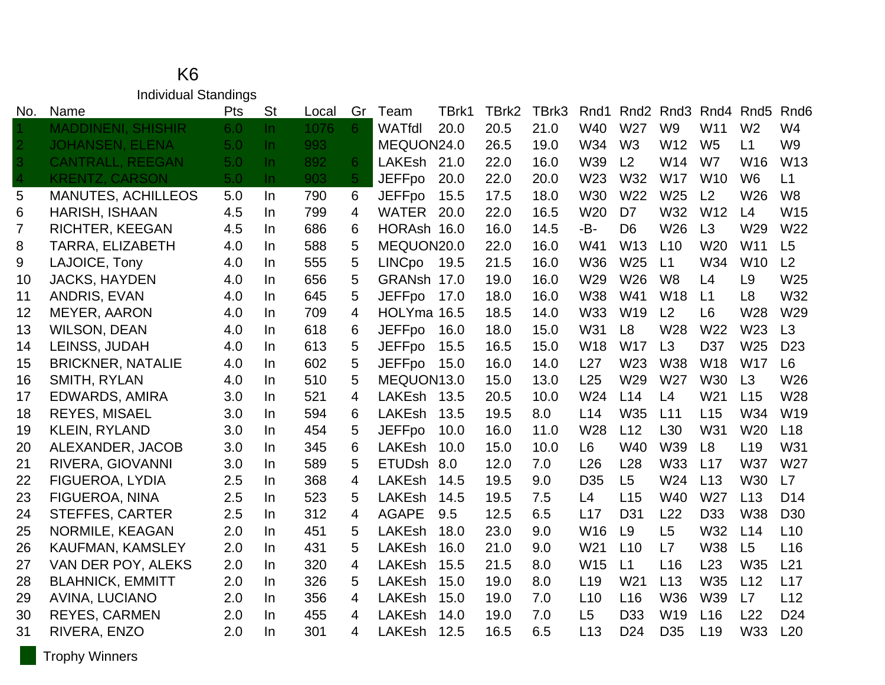# K6

## Individual Standings

| No. | Name | Pts | St | Local | Gr | Team | TBrk1 | TBrk2 | TBrk3 | Rnd1 | Rnd2 | Rnd3 | Rnd4 | Rnd5 | Rnd6 |
|---|---|---|---|---|---|---|---|---|---|---|---|---|---|---|---|
| 1 | MADDINENI, SHISHIR | 6.0 | In | 1076 | 6 | WATfdl | 20.0 | 20.5 | 21.0 | W40 | W27 | W9 | W11 | W2 | W4 |
| 2 | JOHANSEN, ELENA | 5.0 | In | 993 | | MEQUON | 24.0 | 26.5 | 19.0 | W34 | W3 | W12 | W5 | L1 | W9 |
| 3 | CANTRALL, REEGAN | 5.0 | In | 892 | 6 | LAKEsh | 21.0 | 22.0 | 16.0 | W39 | L2 | W14 | W7 | W16 | W13 |
| 4 | KRENTZ, CARSON | 5.0 | In | 903 | 5 | JEFFpo | 20.0 | 22.0 | 20.0 | W23 | W32 | W17 | W10 | W6 | L1 |
| 5 | MANUTES, ACHILLEOS | 5.0 | In | 790 | 6 | JEFFpo | 15.5 | 17.5 | 18.0 | W30 | W22 | W25 | L2 | W26 | W8 |
| 6 | HARISH, ISHAAN | 4.5 | In | 799 | 4 | WATER | 20.0 | 22.0 | 16.5 | W20 | D7 | W32 | W12 | L4 | W15 |
| 7 | RICHTER, KEEGAN | 4.5 | In | 686 | 6 | HORAsh | 16.0 | 16.0 | 14.5 | -B- | D6 | W26 | L3 | W29 | W22 |
| 8 | TARRA, ELIZABETH | 4.0 | In | 588 | 5 | MEQUON | 20.0 | 22.0 | 16.0 | W41 | W13 | L10 | W20 | W11 | L5 |
| 9 | LAJOICE, Tony | 4.0 | In | 555 | 5 | LINCpo | 19.5 | 21.5 | 16.0 | W36 | W25 | L1 | W34 | W10 | L2 |
| 10 | JACKS, HAYDEN | 4.0 | In | 656 | 5 | GRANsh | 17.0 | 19.0 | 16.0 | W29 | W26 | W8 | L4 | L9 | W25 |
| 11 | ANDRIS, EVAN | 4.0 | In | 645 | 5 | JEFFpo | 17.0 | 18.0 | 16.0 | W38 | W41 | W18 | L1 | L8 | W32 |
| 12 | MEYER, AARON | 4.0 | In | 709 | 4 | HOLYma | 16.5 | 18.5 | 14.0 | W33 | W19 | L2 | L6 | W28 | W29 |
| 13 | WILSON, DEAN | 4.0 | In | 618 | 6 | JEFFpo | 16.0 | 18.0 | 15.0 | W31 | L8 | W28 | W22 | W23 | L3 |
| 14 | LEINSS, JUDAH | 4.0 | In | 613 | 5 | JEFFpo | 15.5 | 16.5 | 15.0 | W18 | W17 | L3 | D37 | W25 | D23 |
| 15 | BRICKNER, NATALIE | 4.0 | In | 602 | 5 | JEFFpo | 15.0 | 16.0 | 14.0 | L27 | W23 | W38 | W18 | W17 | L6 |
| 16 | SMITH, RYLAN | 4.0 | In | 510 | 5 | MEQUON | 13.0 | 15.0 | 13.0 | L25 | W29 | W27 | W30 | L3 | W26 |
| 17 | EDWARDS, AMIRA | 3.0 | In | 521 | 4 | LAKEsh | 13.5 | 20.5 | 10.0 | W24 | L14 | L4 | W21 | L15 | W28 |
| 18 | REYES, MISAEL | 3.0 | In | 594 | 6 | LAKEsh | 13.5 | 19.5 | 8.0 | L14 | W35 | L11 | L15 | W34 | W19 |
| 19 | KLEIN, RYLAND | 3.0 | In | 454 | 5 | JEFFpo | 10.0 | 16.0 | 11.0 | W28 | L12 | L30 | W31 | W20 | L18 |
| 20 | ALEXANDER, JACOB | 3.0 | In | 345 | 6 | LAKEsh | 10.0 | 15.0 | 10.0 | L6 | W40 | W39 | L8 | L19 | W31 |
| 21 | RIVERA, GIOVANNI | 3.0 | In | 589 | 5 | ETUDsh | 8.0 | 12.0 | 7.0 | L26 | L28 | W33 | L17 | W37 | W27 |
| 22 | FIGUEROA, LYDIA | 2.5 | In | 368 | 4 | LAKEsh | 14.5 | 19.5 | 9.0 | D35 | L5 | W24 | L13 | W30 | L7 |
| 23 | FIGUEROA, NINA | 2.5 | In | 523 | 5 | LAKEsh | 14.5 | 19.5 | 7.5 | L4 | L15 | W40 | W27 | L13 | D14 |
| 24 | STEFFES, CARTER | 2.5 | In | 312 | 4 | AGAPE | 9.5 | 12.5 | 6.5 | L17 | D31 | L22 | D33 | W38 | D30 |
| 25 | NORMILE, KEAGAN | 2.0 | In | 451 | 5 | LAKEsh | 18.0 | 23.0 | 9.0 | W16 | L9 | L5 | W32 | L14 | L10 |
| 26 | KAUFMAN, KAMSLEY | 2.0 | In | 431 | 5 | LAKEsh | 16.0 | 21.0 | 9.0 | W21 | L10 | L7 | W38 | L5 | L16 |
| 27 | VAN DER POY, ALEKS | 2.0 | In | 320 | 4 | LAKEsh | 15.5 | 21.5 | 8.0 | W15 | L1 | L16 | L23 | W35 | L21 |
| 28 | BLAHNICK, EMMITT | 2.0 | In | 326 | 5 | LAKEsh | 15.0 | 19.0 | 8.0 | L19 | W21 | L13 | W35 | L12 | L17 |
| 29 | AVINA, LUCIANO | 2.0 | In | 356 | 4 | LAKEsh | 15.0 | 19.0 | 7.0 | L10 | L16 | W36 | W39 | L7 | L12 |
| 30 | REYES, CARMEN | 2.0 | In | 455 | 4 | LAKEsh | 14.0 | 19.0 | 7.0 | L5 | D33 | W19 | L16 | L22 | D24 |
| 31 | RIVERA, ENZO | 2.0 | In | 301 | 4 | LAKEsh | 12.5 | 16.5 | 6.5 | L13 | D24 | D35 | L19 | W33 | L20 |

Trophy Winners (highlighted: Nos. 1–4)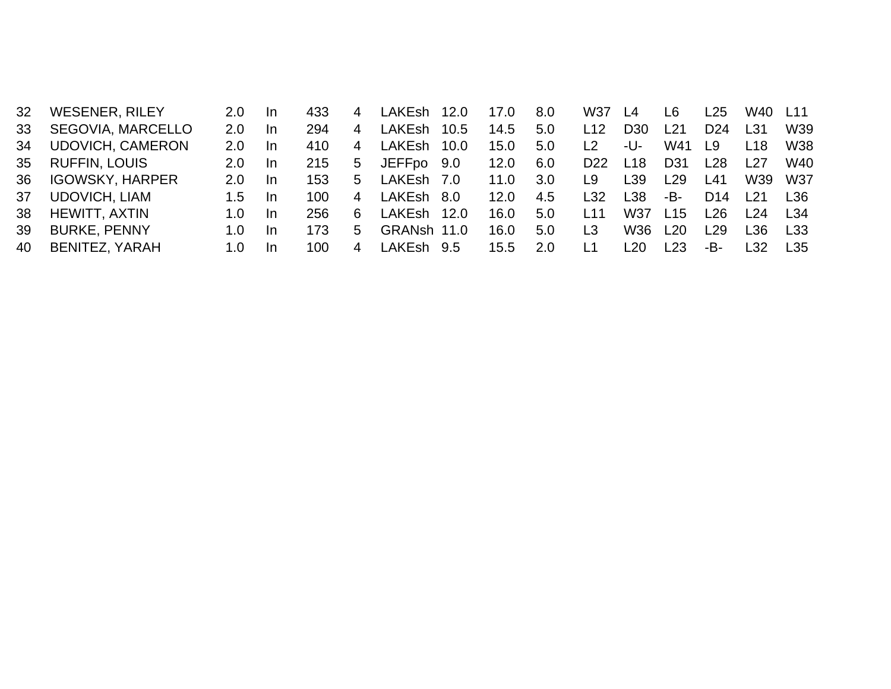| | | | | | | | | | | | | | | | |
|---|---|---|---|---|---|---|---|---|---|---|---|---|---|---|---|
| 32 | WESENER, RILEY | 2.0 | In | 433 | 4 | LAKEsh | 12.0 | 17.0 | 8.0 | W37 | L4 | L6 | L25 | W40 | L11 |
| 33 | SEGOVIA, MARCELLO | 2.0 | In | 294 | 4 | LAKEsh | 10.5 | 14.5 | 5.0 | L12 | D30 | L21 | D24 | L31 | W39 |
| 34 | UDOVICH, CAMERON | 2.0 | In | 410 | 4 | LAKEsh | 10.0 | 15.0 | 5.0 | L2 | -U- | W41 | L9 | L18 | W38 |
| 35 | RUFFIN, LOUIS | 2.0 | In | 215 | 5 | JEFFpo | 9.0 | 12.0 | 6.0 | D22 | L18 | D31 | L28 | L27 | W40 |
| 36 | IGOWSKY, HARPER | 2.0 | In | 153 | 5 | LAKEsh | 7.0 | 11.0 | 3.0 | L9 | L39 | L29 | L41 | W39 | W37 |
| 37 | UDOVICH, LIAM | 1.5 | In | 100 | 4 | LAKEsh | 8.0 | 12.0 | 4.5 | L32 | L38 | -B- | D14 | L21 | L36 |
| 38 | HEWITT, AXTIN | 1.0 | In | 256 | 6 | LAKEsh | 12.0 | 16.0 | 5.0 | L11 | W37 | L15 | L26 | L24 | L34 |
| 39 | BURKE, PENNY | 1.0 | In | 173 | 5 | GRANsh | 11.0 | 16.0 | 5.0 | L3 | W36 | L20 | L29 | L36 | L33 |
| 40 | BENITEZ, YARAH | 1.0 | In | 100 | 4 | LAKEsh | 9.5 | 15.5 | 2.0 | L1 | L20 | L23 | -B- | L32 | L35 |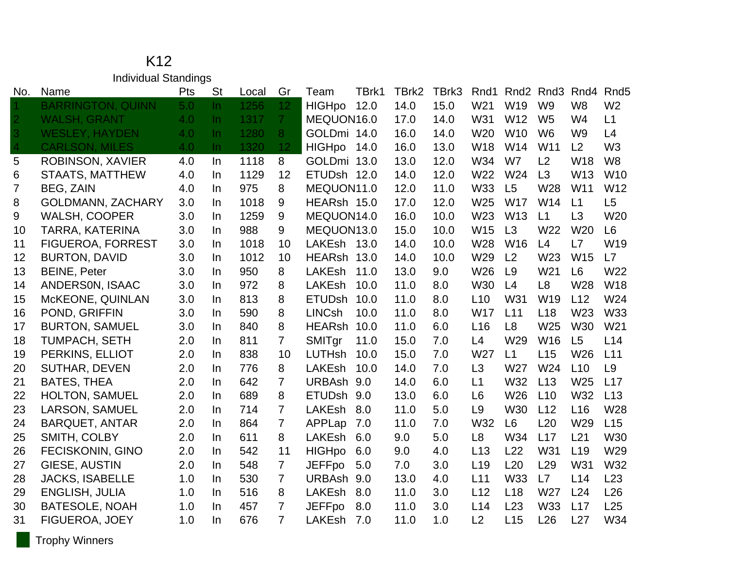# K12

## Individual Standings

| No. | Name | Pts | St | Local | Gr | Team | TBrk1 | TBrk2 | TBrk3 | Rnd1 | Rnd2 | Rnd3 | Rnd4 | Rnd5 |
|---|---|---|---|---|---|---|---|---|---|---|---|---|---|---|
| 1 | BARRINGTON, QUINN | 5.0 | In | 1256 | 12 | HIGHpo | 12.0 | 14.0 | 15.0 | W21 | W19 | W9 | W8 | W2 |
| 2 | WALSH, GRANT | 4.0 | In | 1317 | 7 | MEQUON | 16.0 | 17.0 | 14.0 | W31 | W12 | W5 | W4 | L1 |
| 3 | WESLEY, HAYDEN | 4.0 | In | 1280 | 8 | GOLDmi | 14.0 | 16.0 | 14.0 | W20 | W10 | W6 | W9 | L4 |
| 4 | CARLSON, MILES | 4.0 | In | 1320 | 12 | HIGHpo | 14.0 | 16.0 | 13.0 | W18 | W14 | W11 | L2 | W3 |
| 5 | ROBINSON, XAVIER | 4.0 | In | 1118 | 8 | GOLDmi | 13.0 | 13.0 | 12.0 | W34 | W7 | L2 | W18 | W8 |
| 6 | STAATS, MATTHEW | 4.0 | In | 1129 | 12 | ETUDsh | 12.0 | 14.0 | 12.0 | W22 | W24 | L3 | W13 | W10 |
| 7 | BEG, ZAIN | 4.0 | In | 975 | 8 | MEQUON | 11.0 | 12.0 | 11.0 | W33 | L5 | W28 | W11 | W12 |
| 8 | GOLDMANN, ZACHARY | 3.0 | In | 1018 | 9 | HEARsh | 15.0 | 17.0 | 12.0 | W25 | W17 | W14 | L1 | L5 |
| 9 | WALSH, COOPER | 3.0 | In | 1259 | 9 | MEQUON | 14.0 | 16.0 | 10.0 | W23 | W13 | L1 | L3 | W20 |
| 10 | TARRA, KATERINA | 3.0 | In | 988 | 9 | MEQUON | 13.0 | 15.0 | 10.0 | W15 | L3 | W22 | W20 | L6 |
| 11 | FIGUEROA, FORREST | 3.0 | In | 1018 | 10 | LAKEsh | 13.0 | 14.0 | 10.0 | W28 | W16 | L4 | L7 | W19 |
| 12 | BURTON, DAVID | 3.0 | In | 1012 | 10 | HEARsh | 13.0 | 14.0 | 10.0 | W29 | L2 | W23 | W15 | L7 |
| 13 | BEINE, Peter | 3.0 | In | 950 | 8 | LAKEsh | 11.0 | 13.0 | 9.0 | W26 | L9 | W21 | L6 | W22 |
| 14 | ANDERS0N, ISAAC | 3.0 | In | 972 | 8 | LAKEsh | 10.0 | 11.0 | 8.0 | W30 | L4 | L8 | W28 | W18 |
| 15 | McKEONE, QUINLAN | 3.0 | In | 813 | 8 | ETUDsh | 10.0 | 11.0 | 8.0 | L10 | W31 | W19 | L12 | W24 |
| 16 | POND, GRIFFIN | 3.0 | In | 590 | 8 | LINCsh | 10.0 | 11.0 | 8.0 | W17 | L11 | L18 | W23 | W33 |
| 17 | BURTON, SAMUEL | 3.0 | In | 840 | 8 | HEARsh | 10.0 | 11.0 | 6.0 | L16 | L8 | W25 | W30 | W21 |
| 18 | TUMPACH, SETH | 2.0 | In | 811 | 7 | SMITgr | 11.0 | 15.0 | 7.0 | L4 | W29 | W16 | L5 | L14 |
| 19 | PERKINS, ELLIOT | 2.0 | In | 838 | 10 | LUTHsh | 10.0 | 15.0 | 7.0 | W27 | L1 | L15 | W26 | L11 |
| 20 | SUTHAR, DEVEN | 2.0 | In | 776 | 8 | LAKEsh | 10.0 | 14.0 | 7.0 | L3 | W27 | W24 | L10 | L9 |
| 21 | BATES, THEA | 2.0 | In | 642 | 7 | URBAsh | 9.0 | 14.0 | 6.0 | L1 | W32 | L13 | W25 | L17 |
| 22 | HOLTON, SAMUEL | 2.0 | In | 689 | 8 | ETUDsh | 9.0 | 13.0 | 6.0 | L6 | W26 | L10 | W32 | L13 |
| 23 | LARSON, SAMUEL | 2.0 | In | 714 | 7 | LAKEsh | 8.0 | 11.0 | 5.0 | L9 | W30 | L12 | L16 | W28 |
| 24 | BARQUET, ANTAR | 2.0 | In | 864 | 7 | APPLap | 7.0 | 11.0 | 7.0 | W32 | L6 | L20 | W29 | L15 |
| 25 | SMITH, COLBY | 2.0 | In | 611 | 8 | LAKEsh | 6.0 | 9.0 | 5.0 | L8 | W34 | L17 | L21 | W30 |
| 26 | FECISKONIN, GINO | 2.0 | In | 542 | 11 | HIGHpo | 6.0 | 9.0 | 4.0 | L13 | L22 | W31 | L19 | W29 |
| 27 | GIESE, AUSTIN | 2.0 | In | 548 | 7 | JEFFpo | 5.0 | 7.0 | 3.0 | L19 | L20 | L29 | W31 | W32 |
| 28 | JACKS, ISABELLE | 1.0 | In | 530 | 7 | URBAsh | 9.0 | 13.0 | 4.0 | L11 | W33 | L7 | L14 | L23 |
| 29 | ENGLISH, JULIA | 1.0 | In | 516 | 8 | LAKEsh | 8.0 | 11.0 | 3.0 | L12 | L18 | W27 | L24 | L26 |
| 30 | BATESOLE, NOAH | 1.0 | In | 457 | 7 | JEFFpo | 8.0 | 11.0 | 3.0 | L14 | L23 | W33 | L17 | L25 |
| 31 | FIGUEROA, JOEY | 1.0 | In | 676 | 7 | LAKEsh | 7.0 | 11.0 | 1.0 | L2 | L15 | L26 | L27 | W34 |

Trophy Winners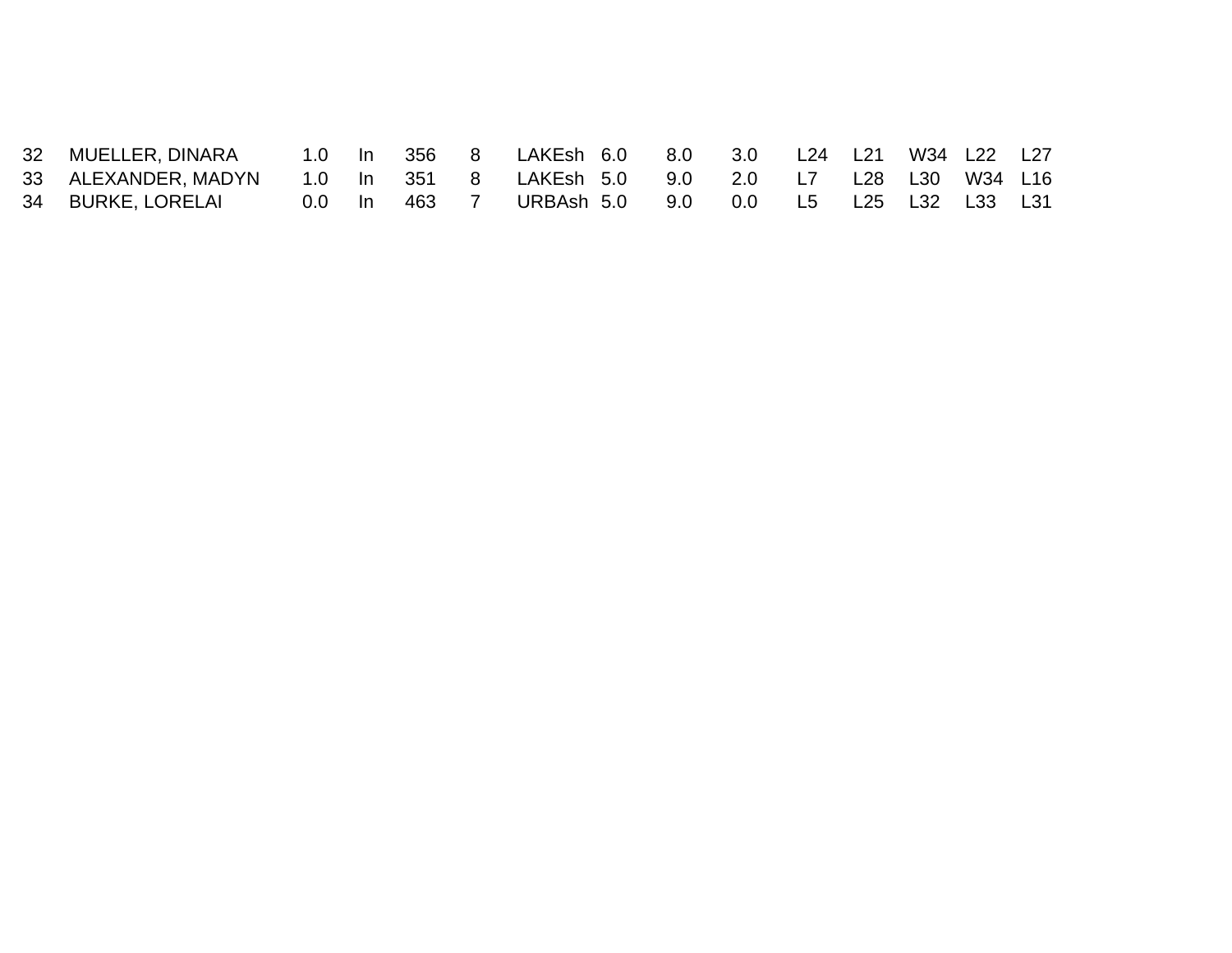| | | | | | | | | | | | | | | |
|---|---|---|---|---|---|---|---|---|---|---|---|---|---|---|
| 32 | MUELLER, DINARA | 1.0 | In | 356 | 8 | LAKEsh | 6.0 | 8.0 | 3.0 | L24 | L21 | W34 | L22 | L27 |
| 33 | ALEXANDER, MADYN | 1.0 | In | 351 | 8 | LAKEsh | 5.0 | 9.0 | 2.0 | L7 | L28 | L30 | W34 | L16 |
| 34 | BURKE, LORELAI | 0.0 | In | 463 | 7 | URBAsh | 5.0 | 9.0 | 0.0 | L5 | L25 | L32 | L33 | L31 |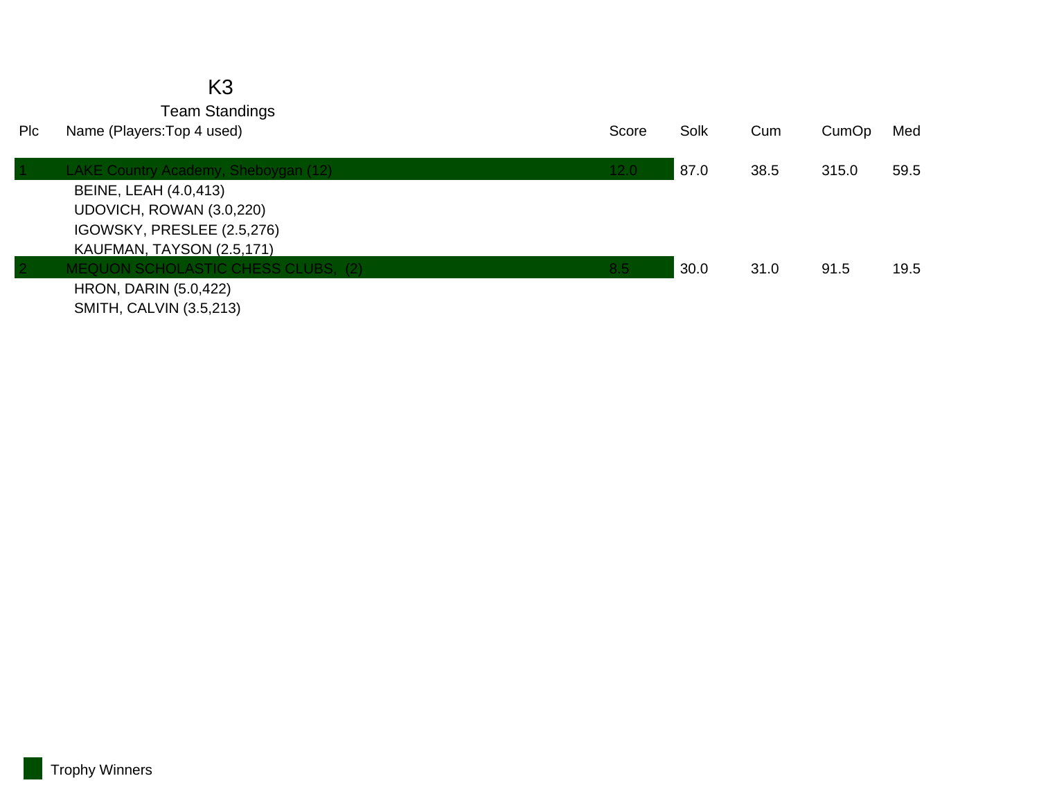# K3

## Team Standings

| Plc | Name (Players:Top 4 used) | Score | Solk | Cum | CumOp | Med |
|---|---|---|---|---|---|---|
| 1 | LAKE Country Academy, Sheboygan (12) | 12.0 | 87.0 | 38.5 | 315.0 | 59.5 |
| | BEINE, LEAH (4.0,413) | | | | | |
| | UDOVICH, ROWAN (3.0,220) | | | | | |
| | IGOWSKY, PRESLEE (2.5,276) | | | | | |
| | KAUFMAN, TAYSON (2.5,171) | | | | | |
| 2 | MEQUON SCHOLASTIC CHESS CLUBS, (2) | 8.5 | 30.0 | 31.0 | 91.5 | 19.5 |
| | HRON, DARIN (5.0,422) | | | | | |
| | SMITH, CALVIN (3.5,213) | | | | | |

Trophy Winners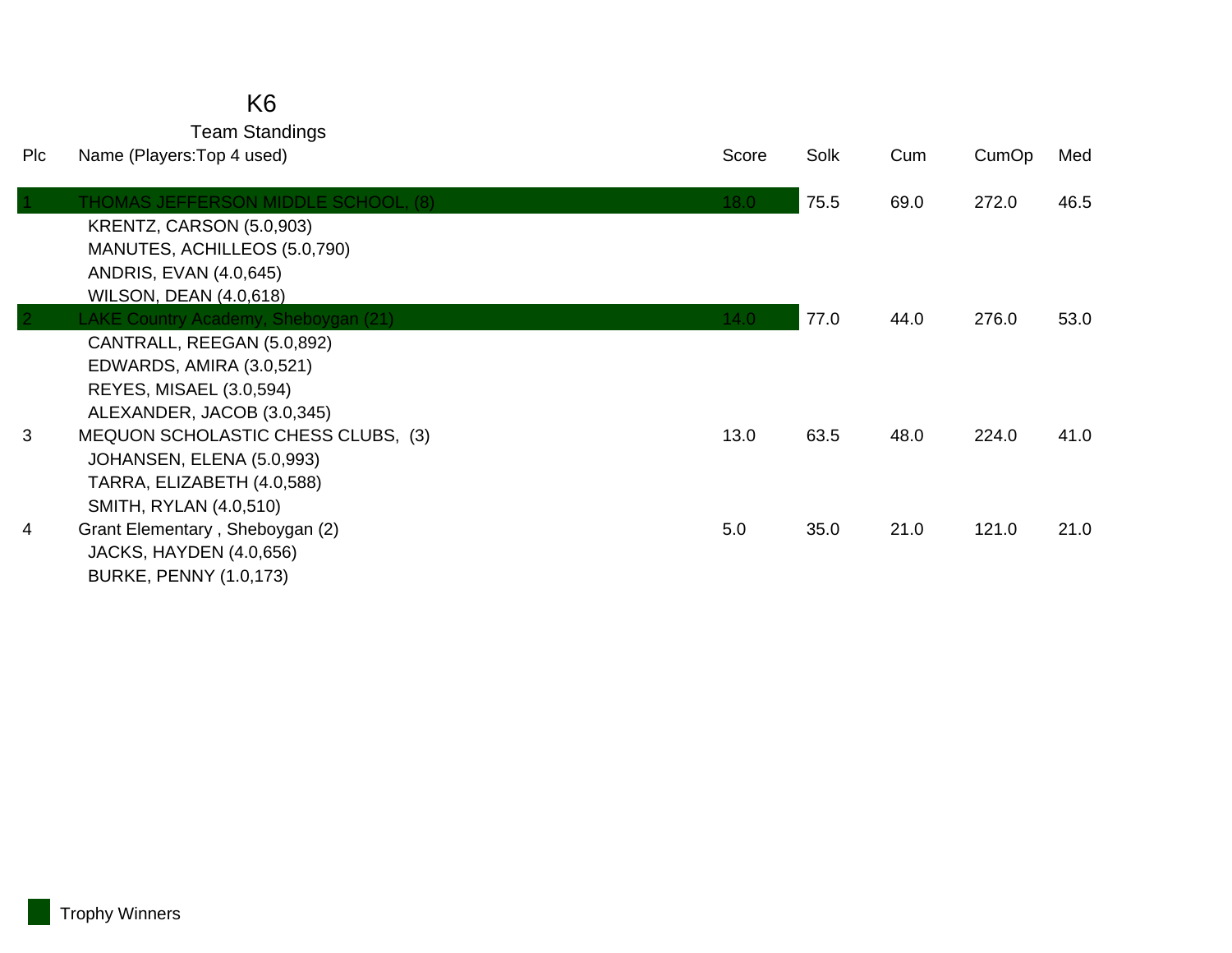# K6

## Team Standings

| Plc | Name (Players:Top 4 used) | Score | Solk | Cum | CumOp | Med |
|---|---|---|---|---|---|---|
| 1 | THOMAS JEFFERSON MIDDLE SCHOOL, (8) | 18.0 | 75.5 | 69.0 | 272.0 | 46.5 |
| | KRENTZ, CARSON (5.0,903) | | | | | |
| | MANUTES, ACHILLEOS (5.0,790) | | | | | |
| | ANDRIS, EVAN (4.0,645) | | | | | |
| | WILSON, DEAN (4.0,618) | | | | | |
| 2 | LAKE Country Academy, Sheboygan (21) | 14.0 | 77.0 | 44.0 | 276.0 | 53.0 |
| | CANTRALL, REEGAN (5.0,892) | | | | | |
| | EDWARDS, AMIRA (3.0,521) | | | | | |
| | REYES, MISAEL (3.0,594) | | | | | |
| | ALEXANDER, JACOB (3.0,345) | | | | | |
| 3 | MEQUON SCHOLASTIC CHESS CLUBS, (3) | 13.0 | 63.5 | 48.0 | 224.0 | 41.0 |
| | JOHANSEN, ELENA (5.0,993) | | | | | |
| | TARRA, ELIZABETH (4.0,588) | | | | | |
| | SMITH, RYLAN (4.0,510) | | | | | |
| 4 | Grant Elementary , Sheboygan (2) | 5.0 | 35.0 | 21.0 | 121.0 | 21.0 |
| | JACKS, HAYDEN (4.0,656) | | | | | |
| | BURKE, PENNY (1.0,173) | | | | | |

Trophy Winners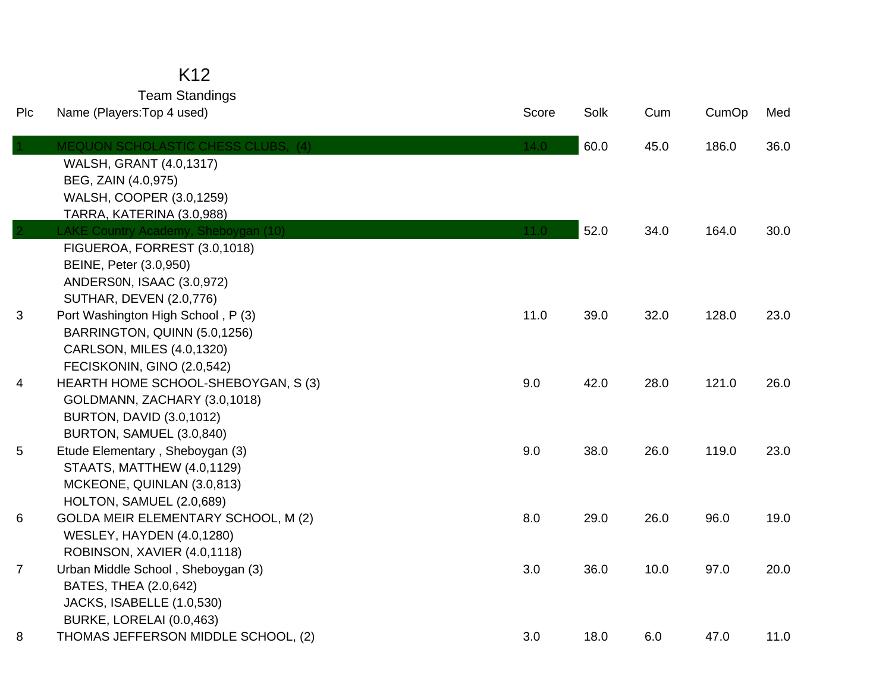# K12

## Team Standings

| Plc | Name (Players:Top 4 used) | Score | Solk | Cum | CumOp | Med |
|---|---|---|---|---|---|---|
| 1 | MEQUON SCHOLASTIC CHESS CLUBS, (4) | 14.0 | 60.0 | 45.0 | 186.0 | 36.0 |
| | WALSH, GRANT (4.0,1317) | | | | | |
| | BEG, ZAIN (4.0,975) | | | | | |
| | WALSH, COOPER (3.0,1259) | | | | | |
| | TARRA, KATERINA (3.0,988) | | | | | |
| 2 | LAKE Country Academy, Sheboygan (10) | 11.0 | 52.0 | 34.0 | 164.0 | 30.0 |
| | FIGUEROA, FORREST (3.0,1018) | | | | | |
| | BEINE, Peter (3.0,950) | | | | | |
| | ANDERS0N, ISAAC (3.0,972) | | | | | |
| | SUTHAR, DEVEN (2.0,776) | | | | | |
| 3 | Port Washington High School , P (3) | 11.0 | 39.0 | 32.0 | 128.0 | 23.0 |
| | BARRINGTON, QUINN (5.0,1256) | | | | | |
| | CARLSON, MILES (4.0,1320) | | | | | |
| | FECISKONIN, GINO (2.0,542) | | | | | |
| 4 | HEARTH HOME SCHOOL-SHEBOYGAN, S (3) | 9.0 | 42.0 | 28.0 | 121.0 | 26.0 |
| | GOLDMANN, ZACHARY (3.0,1018) | | | | | |
| | BURTON, DAVID (3.0,1012) | | | | | |
| | BURTON, SAMUEL (3.0,840) | | | | | |
| 5 | Etude Elementary , Sheboygan (3) | 9.0 | 38.0 | 26.0 | 119.0 | 23.0 |
| | STAATS, MATTHEW (4.0,1129) | | | | | |
| | MCKEONE, QUINLAN (3.0,813) | | | | | |
| | HOLTON, SAMUEL (2.0,689) | | | | | |
| 6 | GOLDA MEIR ELEMENTARY SCHOOL, M (2) | 8.0 | 29.0 | 26.0 | 96.0 | 19.0 |
| | WESLEY, HAYDEN (4.0,1280) | | | | | |
| | ROBINSON, XAVIER (4.0,1118) | | | | | |
| 7 | Urban Middle School , Sheboygan (3) | 3.0 | 36.0 | 10.0 | 97.0 | 20.0 |
| | BATES, THEA (2.0,642) | | | | | |
| | JACKS, ISABELLE (1.0,530) | | | | | |
| | BURKE, LORELAI (0.0,463) | | | | | |
| 8 | THOMAS JEFFERSON MIDDLE SCHOOL, (2) | 3.0 | 18.0 | 6.0 | 47.0 | 11.0 |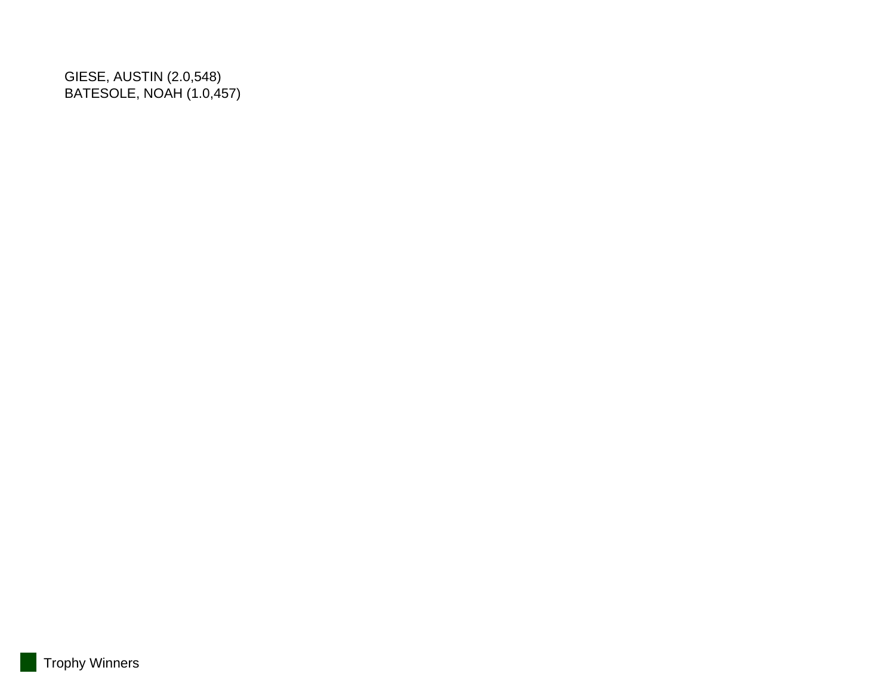GIESE, AUSTIN (2.0,548)
BATESOLE, NOAH (1.0,457)

Trophy Winners